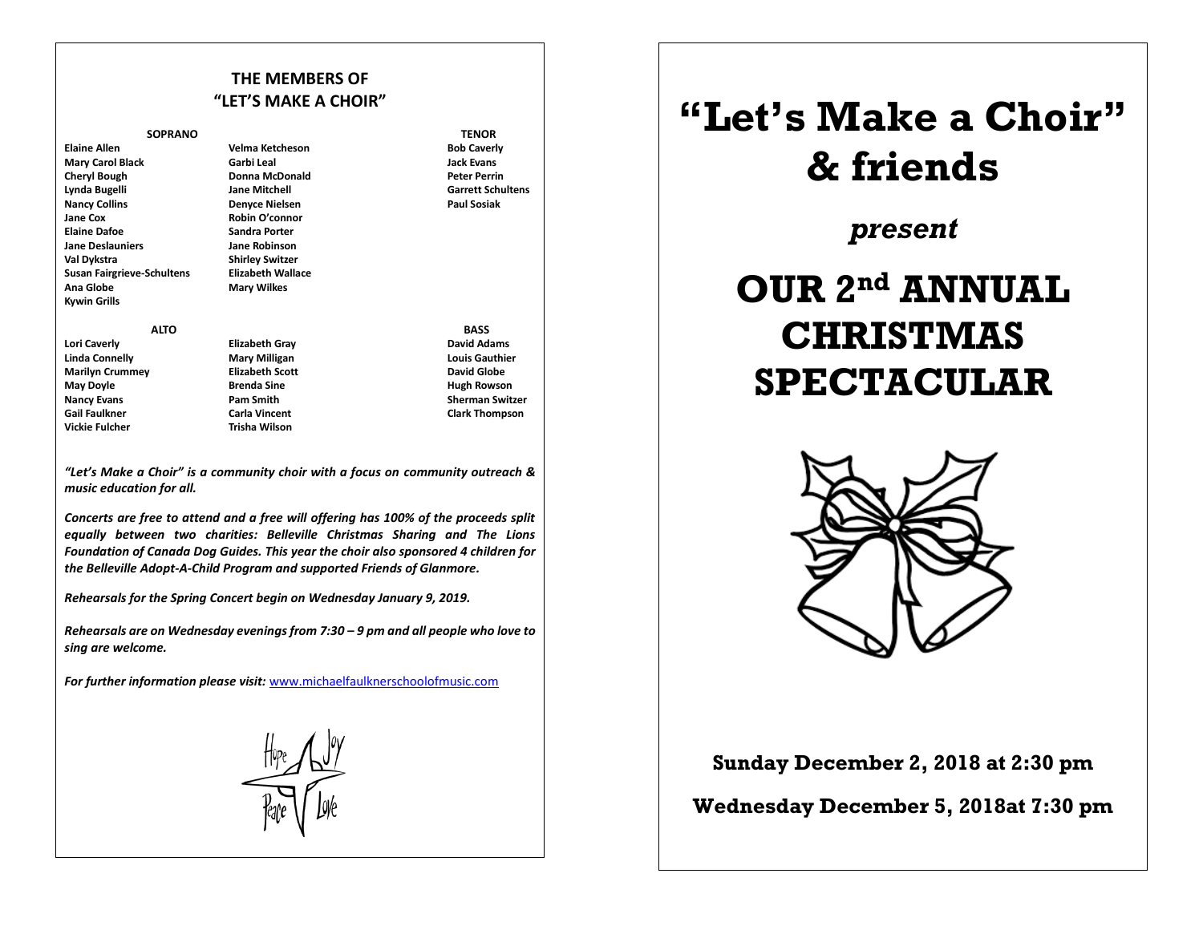## THE MEMBERS OF "LET'S MAKE A CHOIR"

**SOPRANO**

**Elaine Allen**
**Mary Carol Black**
**Cheryl Bough**
**Lynda Bugelli**
**Nancy Collins**
**Jane Cox**
**Elaine Dafoe**
**Jane Deslauniers**
**Val Dykstra**
**Susan Fairgrieve-Schultens**
**Ana Globe**
**Kywin Grills**
**Velma Ketcheson**
**Garbi Leal**
**Donna McDonald**
**Jane Mitchell**
**Denyce Nielsen**
**Robin O'connor**
**Sandra Porter**
**Jane Robinson**
**Shirley Switzer**
**Elizabeth Wallace**
**Mary Wilkes**

**TENOR**

**Bob Caverly**
**Jack Evans**
**Peter Perrin**
**Garrett Schultens**
**Paul Sosiak**

**ALTO**

**Lori Caverly**
**Linda Connelly**
**Marilyn Crummey**
**May Doyle**
**Nancy Evans**
**Gail Faulkner**
**Vickie Fulcher**
**Elizabeth Gray**
**Mary Milligan**
**Elizabeth Scott**
**Brenda Sine**
**Pam Smith**
**Carla Vincent**
**Trisha Wilson**

**BASS**

**David Adams**
**Louis Gauthier**
**David Globe**
**Hugh Rowson**
**Sherman Switzer**
**Clark Thompson**

***"Let's Make a Choir" is a community choir with a focus on community outreach & music education for all.***

***Concerts are free to attend and a free will offering has 100% of the proceeds split equally between two charities: Belleville Christmas Sharing and The Lions Foundation of Canada Dog Guides. This year the choir also sponsored 4 children for the Belleville Adopt-A-Child Program and supported Friends of Glanmore.***

***Rehearsals for the Spring Concert begin on Wednesday January 9, 2019.***

***Rehearsals are on Wednesday evenings from 7:30 – 9 pm and all people who love to sing are welcome.***

***For further information please visit:*** www.michaelfaulknerschoolofmusic.com

Hope Joy Peace Love

# "Let's Make a Choir" & friends

*present*

# OUR 2nd ANNUAL CHRISTMAS SPECTACULAR

**Sunday December 2, 2018 at 2:30 pm**

**Wednesday December 5, 2018at 7:30 pm**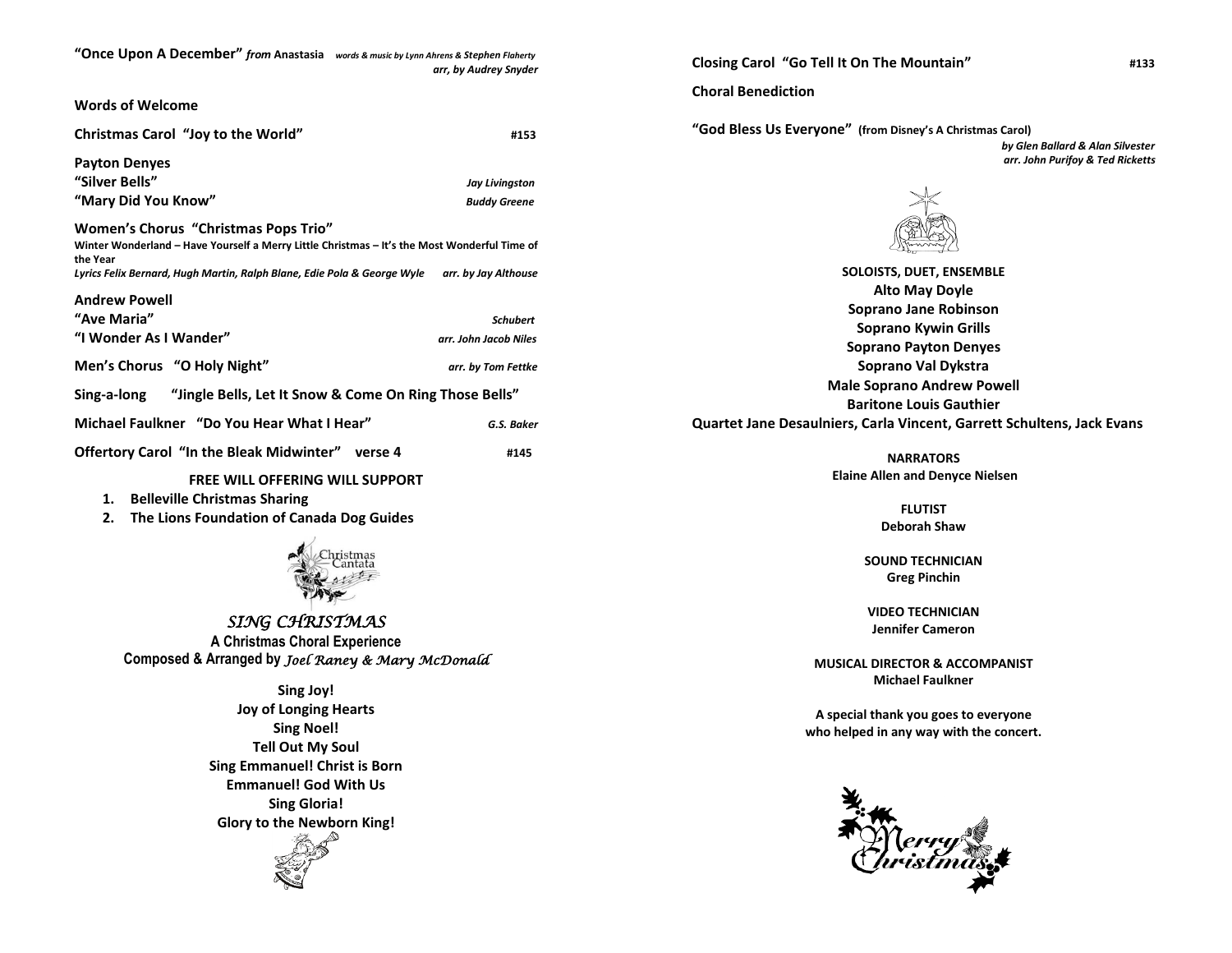**"Once Upon A December"** ***from* Anastasia** *words & music by Lynn Ahrens & Stephen Flaherty*
*arr, by Audrey Snyder*

**Words of Welcome**

**Christmas Carol "Joy to the World"** **#153**

**Payton Denyes**
**"Silver Bells"** *Jay Livingston*
**"Mary Did You Know"** *Buddy Greene*

**Women's Chorus "Christmas Pops Trio"**
**Winter Wonderland – Have Yourself a Merry Little Christmas – It's the Most Wonderful Time of the Year**
***Lyrics Felix Bernard, Hugh Martin, Ralph Blane, Edie Pola & George Wyle*** ***arr. by Jay Althouse***

**Andrew Powell**
**"Ave Maria"** *Schubert*
**"I Wonder As I Wander"** *arr. John Jacob Niles*

**Men's Chorus "O Holy Night"** *arr. by Tom Fettke*

**Sing-a-long "Jingle Bells, Let It Snow & Come On Ring Those Bells"**

**Michael Faulkner "Do You Hear What I Hear"** *G.S. Baker*

**Offertory Carol "In the Bleak Midwinter" verse 4** **#145**

**FREE WILL OFFERING WILL SUPPORT**

1. **Belleville Christmas Sharing**
2. **The Lions Foundation of Canada Dog Guides**

## *SING CHRISTMAS*

**A Christmas Choral Experience**
**Composed & Arranged by** ***Joel Raney & Mary McDonald***

**Sing Joy!**
**Joy of Longing Hearts**
**Sing Noel!**
**Tell Out My Soul**
**Sing Emmanuel! Christ is Born**
**Emmanuel! God With Us**
**Sing Gloria!**
**Glory to the Newborn King!**

**Closing Carol "Go Tell It On The Mountain"** **#133**

**Choral Benediction**

**"God Bless Us Everyone"** **(from Disney's A Christmas Carol)**
*by Glen Ballard & Alan Silvester*
*arr. John Purifoy & Ted Ricketts*

**SOLOISTS, DUET, ENSEMBLE**
**Alto May Doyle**
**Soprano Jane Robinson**
**Soprano Kywin Grills**
**Soprano Payton Denyes**
**Soprano Val Dykstra**
**Male Soprano Andrew Powell**
**Baritone Louis Gauthier**
**Quartet Jane Desaulniers, Carla Vincent, Garrett Schultens, Jack Evans**

**NARRATORS**
**Elaine Allen and Denyce Nielsen**

**FLUTIST**
**Deborah Shaw**

**SOUND TECHNICIAN**
**Greg Pinchin**

**VIDEO TECHNICIAN**
**Jennifer Cameron**

**MUSICAL DIRECTOR & ACCOMPANIST**
**Michael Faulkner**

**A special thank you goes to everyone who helped in any way with the concert.**

Merry Christmas